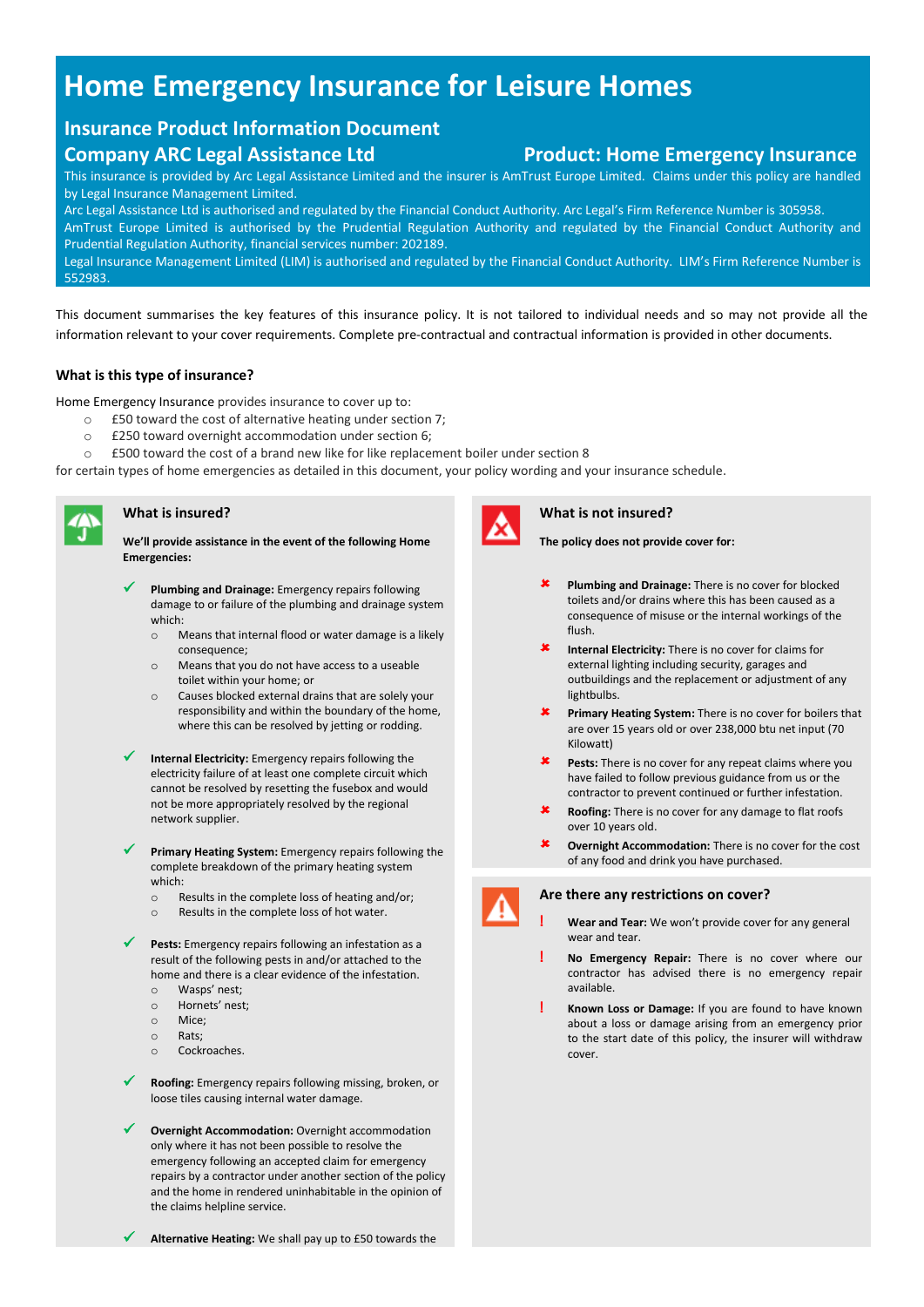# Home Emergency Insurance for Leisure Homes

## Insurance Product Information Document

## Company ARC Legal Assistance Ltd

## Product: Home Emergency Insurance

This insurance is provided by Arc Legal Assistance Limited and the insurer is AmTrust Europe Limited. Claims under this policy are handled by Legal Insurance Management Limited.

Arc Legal Assistance Ltd is authorised and regulated by the Financial Conduct Authority. Arc Legal's Firm Reference Number is 305958.

AmTrust Europe Limited is authorised by the Prudential Regulation Authority and regulated by the Financial Conduct Authority and Prudential Regulation Authority, financial services number: 202189.

Legal Insurance Management Limited (LIM) is authorised and regulated by the Financial Conduct Authority. LIM's Firm Reference Number is 552983.

This document summarises the key features of this insurance policy. It is not tailored to individual needs and so may not provide all the information relevant to your cover requirements. Complete pre-contractual and contractual information is provided in other documents.

### What is this type of insurance?

Home Emergency Insurance provides insurance to cover up to:

- £50 toward the cost of alternative heating under section 7;
- £250 toward overnight accommodation under section 6;
- £500 toward the cost of a brand new like for like replacement boiler under section 8

for certain types of home emergencies as detailed in this document, your policy wording and your insurance schedule.

### What is insured?

**We'll provide assistance in the event of the following Home Emergencies:**

- ✔ **Plumbing and Drainage:** Emergency repairs following damage to or failure of the plumbing and drainage system which:
  - Means that internal flood or water damage is a likely consequence;
  - Means that you do not have access to a useable toilet within your home; or
  - Causes blocked external drains that are solely your responsibility and within the boundary of the home, where this can be resolved by jetting or rodding.
- ✔ **Internal Electricity:** Emergency repairs following the electricity failure of at least one complete circuit which cannot be resolved by resetting the fusebox and would not be more appropriately resolved by the regional network supplier.
- ✔ **Primary Heating System:** Emergency repairs following the complete breakdown of the primary heating system which:
  - Results in the complete loss of heating and/or;
  - Results in the complete loss of hot water.
- ✔ **Pests:** Emergency repairs following an infestation as a result of the following pests in and/or attached to the home and there is a clear evidence of the infestation.
  - Wasps' nest;
  - Hornets' nest;
  - Mice;
  - Rats;
  - Cockroaches.
- ✔ **Roofing:** Emergency repairs following missing, broken, or loose tiles causing internal water damage.
- ✔ **Overnight Accommodation:** Overnight accommodation only where it has not been possible to resolve the emergency following an accepted claim for emergency repairs by a contractor under another section of the policy and the home in rendered uninhabitable in the opinion of the claims helpline service.
- ✔ **Alternative Heating:** We shall pay up to £50 towards the

### What is not insured?

**The policy does not provide cover for:**

- ✘ **Plumbing and Drainage:** There is no cover for blocked toilets and/or drains where this has been caused as a consequence of misuse or the internal workings of the flush.
- ✘ **Internal Electricity:** There is no cover for claims for external lighting including security, garages and outbuildings and the replacement or adjustment of any lightbulbs.
- ✘ **Primary Heating System:** There is no cover for boilers that are over 15 years old or over 238,000 btu net input (70 Kilowatt)
- ✘ **Pests:** There is no cover for any repeat claims where you have failed to follow previous guidance from us or the contractor to prevent continued or further infestation.
- ✘ **Roofing:** There is no cover for any damage to flat roofs over 10 years old.
- ✘ **Overnight Accommodation:** There is no cover for the cost of any food and drink you have purchased.

### Are there any restrictions on cover?

- ! **Wear and Tear:** We won't provide cover for any general wear and tear.
- ! **No Emergency Repair:** There is no cover where our contractor has advised there is no emergency repair available.
- ! **Known Loss or Damage:** If you are found to have known about a loss or damage arising from an emergency prior to the start date of this policy, the insurer will withdraw cover.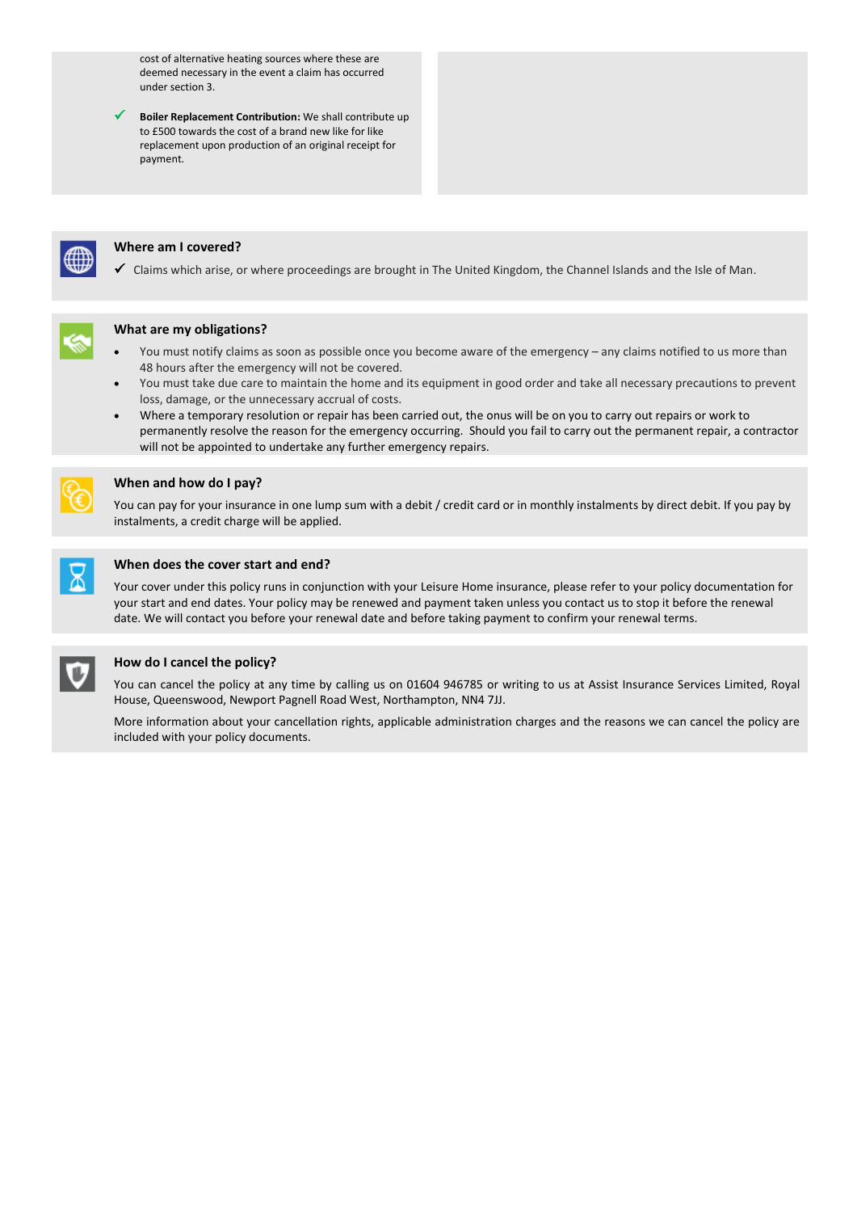cost of alternative heating sources where these are deemed necessary in the event a claim has occurred under section 3.

✓ **Boiler Replacement Contribution:** We shall contribute up to £500 towards the cost of a brand new like for like replacement upon production of an original receipt for payment.

## Where am I covered?

✓ Claims which arise, or where proceedings are brought in The United Kingdom, the Channel Islands and the Isle of Man.

## What are my obligations?

- You must notify claims as soon as possible once you become aware of the emergency – any claims notified to us more than 48 hours after the emergency will not be covered.
- You must take due care to maintain the home and its equipment in good order and take all necessary precautions to prevent loss, damage, or the unnecessary accrual of costs.
- Where a temporary resolution or repair has been carried out, the onus will be on you to carry out repairs or work to permanently resolve the reason for the emergency occurring. Should you fail to carry out the permanent repair, a contractor will not be appointed to undertake any further emergency repairs.

## When and how do I pay?

You can pay for your insurance in one lump sum with a debit / credit card or in monthly instalments by direct debit. If you pay by instalments, a credit charge will be applied.

## When does the cover start and end?

Your cover under this policy runs in conjunction with your Leisure Home insurance, please refer to your policy documentation for your start and end dates. Your policy may be renewed and payment taken unless you contact us to stop it before the renewal date. We will contact you before your renewal date and before taking payment to confirm your renewal terms.

## How do I cancel the policy?

You can cancel the policy at any time by calling us on 01604 946785 or writing to us at Assist Insurance Services Limited, Royal House, Queenswood, Newport Pagnell Road West, Northampton, NN4 7JJ.

More information about your cancellation rights, applicable administration charges and the reasons we can cancel the policy are included with your policy documents.